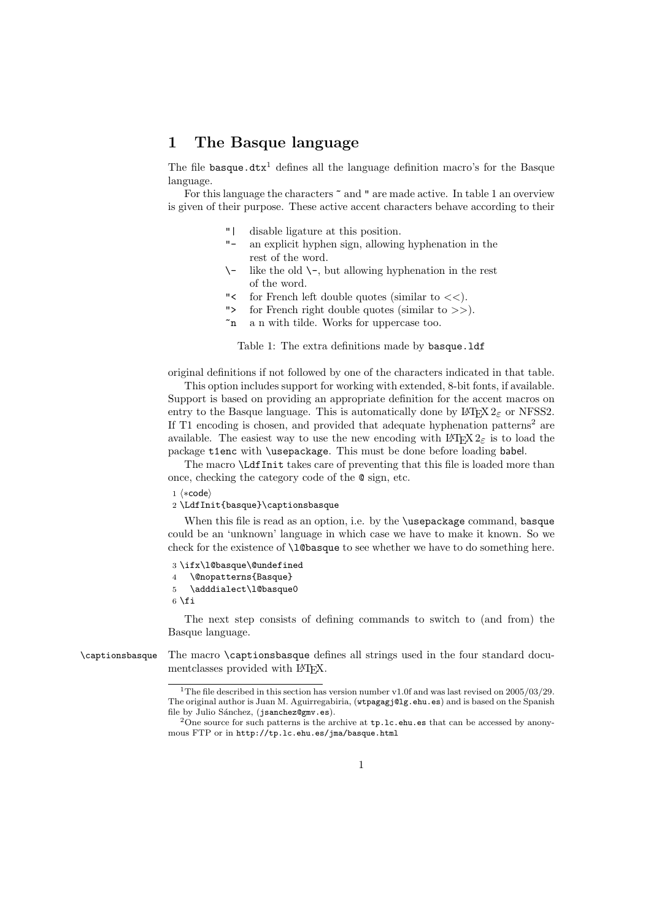# 1 The Basque language

The file `basque.dtx`[1] defines all the language definition macro's for the Basque language.

For this language the characters `~` and `"` are made active. In table 1 an overview is given of their purpose. These active accent characters behave according to their original definitions if not followed by one of the characters indicated in that table.

| | |
|---|---|
| `"\|` | disable ligature at this position. |
| `"-` | an explicit hyphen sign, allowing hyphenation in the rest of the word. |
| `\-` | like the old `\-`, but allowing hyphenation in the rest of the word. |
| `"<` | for French left double quotes (similar to <<). |
| `">` | for French right double quotes (similar to >>). |
| `~n` | a n with tilde. Works for uppercase too. |

Table 1: The extra definitions made by `basque.ldf`

This option includes support for working with extended, 8-bit fonts, if available. Support is based on providing an appropriate definition for the accent macros on entry to the Basque language. This is automatically done by LaTeX 2ε or NFSS2. If T1 encoding is chosen, and provided that adequate hyphenation patterns[2] are available. The easiest way to use the new encoding with LaTeX 2ε is to load the package `t1enc` with `\usepackage`. This must be done before loading babel.

The macro `\LdfInit` takes care of preventing that this file is loaded more than once, checking the category code of the `@` sign, etc.

```
1 ⟨*code⟩
2 \LdfInit{basque}\captionsbasque
```

When this file is read as an option, i.e. by the `\usepackage` command, `basque` could be an 'unknown' language in which case we have to make it known. So we check for the existence of `\l@basque` to see whether we have to do something here.

```
3 \ifx\l@basque\@undefined
4   \@nopatterns{Basque}
5   \adddialect\l@basque0
6 \fi
```

The next step consists of defining commands to switch to (and from) the Basque language.

`\captionsbasque` The macro `\captionsbasque` defines all strings used in the four standard documentclasses provided with LaTeX.

[1] The file described in this section has version number v1.0f and was last revised on 2005/03/29. The original author is Juan M. Aguirregabiria, (`wtpagagj@lg.ehu.es`) and is based on the Spanish file by Julio Sánchez, (`jsanchez@gmv.es`).

[2] One source for such patterns is the archive at `tp.lc.ehu.es` that can be accessed by anonymous FTP or in `http://tp.lc.ehu.es/jma/basque.html`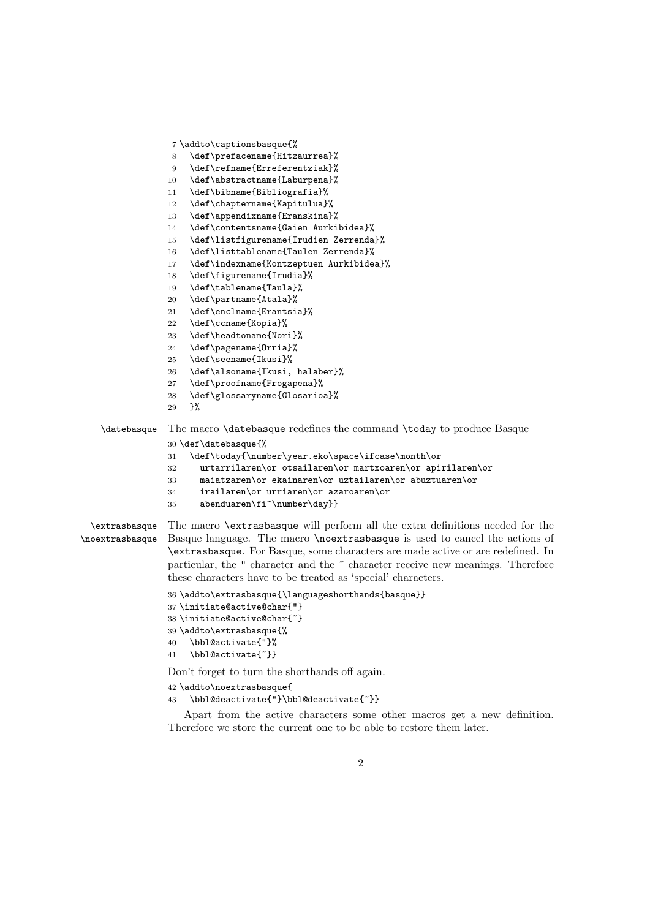```
7 \addto\captionsbasque{%
8   \def\prefacename{Hitzaurrea}%
9   \def\refname{Erreferentziak}%
10  \def\abstractname{Laburpena}%
11  \def\bibname{Bibliografia}%
12  \def\chaptername{Kapitulua}%
13  \def\appendixname{Eranskina}%
14  \def\contentsname{Gaien Aurkibidea}%
15  \def\listfigurename{Irudien Zerrenda}%
16  \def\listtablename{Taulen Zerrenda}%
17  \def\indexname{Kontzeptuen Aurkibidea}%
18  \def\figurename{Irudia}%
19  \def\tablename{Taula}%
20  \def\partname{Atala}%
21  \def\enclname{Erantsia}%
22  \def\ccname{Kopia}%
23  \def\headtoname{Nori}%
24  \def\pagename{Orria}%
25  \def\seename{Ikusi}%
26  \def\alsoname{Ikusi, halaber}%
27  \def\proofname{Frogapena}%
28  \def\glossaryname{Glosarioa}%
29  }%
```

\datebasque — The macro \datebasque redefines the command \today to produce Basque

```
30 \def\datebasque{%
31   \def\today{\number\year.eko\space\ifcase\month\or
32     urtarrilaren\or otsailaren\or martxoaren\or apirilaren\or
33     maiatzaren\or ekainaren\or uztailaren\or abuztuaren\or
34     irailaren\or urriaren\or azaroaren\or
35     abenduaren\fi~\number\day}}
```

\extrasbasque \noextrasbasque — The macro \extrasbasque will perform all the extra definitions needed for the Basque language. The macro \noextrasbasque is used to cancel the actions of \extrasbasque. For Basque, some characters are made active or are redefined. In particular, the " character and the ~ character receive new meanings. Therefore these characters have to be treated as 'special' characters.

```
36 \addto\extrasbasque{\languageshorthands{basque}}
37 \initiate@active@char{"}
38 \initiate@active@char{~}
39 \addto\extrasbasque{%
40   \bbl@activate{"}%
41   \bbl@activate{~}}
```

Don't forget to turn the shorthands off again.

```
42 \addto\noextrasbasque{
43   \bbl@deactivate{"}\bbl@deactivate{~}}
```

Apart from the active characters some other macros get a new definition. Therefore we store the current one to be able to restore them later.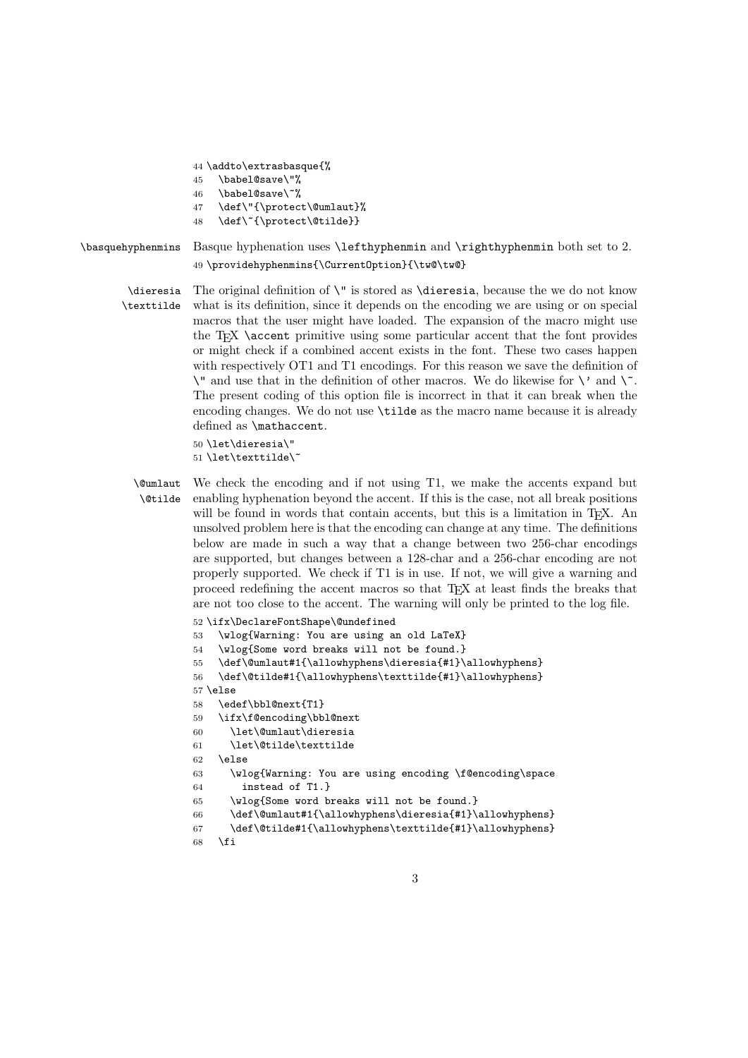```
44 \addto\extrasbasque{%
45   \babel@save\"%
46   \babel@save\~%
47   \def\"{\protect\@umlaut}%
48   \def\~{\protect\@tilde}}
```

\basquehyphenmins Basque hyphenation uses \lefthyphenmin and \righthyphenmin both set to 2.

```
49 \providehyphenmins{\CurrentOption}{\tw@\tw@}
```

\dieresia \texttilde The original definition of \" is stored as \dieresia, because the we do not know what is its definition, since it depends on the encoding we are using or on special macros that the user might have loaded. The expansion of the macro might use the TEX \accent primitive using some particular accent that the font provides or might check if a combined accent exists in the font. These two cases happen with respectively OT1 and T1 encodings. For this reason we save the definition of \" and use that in the definition of other macros. We do likewise for \' and \~. The present coding of this option file is incorrect in that it can break when the encoding changes. We do not use \tilde as the macro name because it is already defined as \mathaccent.

```
50 \let\dieresia\"
51 \let\texttilde\~
```

\@umlaut \@tilde We check the encoding and if not using T1, we make the accents expand but enabling hyphenation beyond the accent. If this is the case, not all break positions will be found in words that contain accents, but this is a limitation in TEX. An unsolved problem here is that the encoding can change at any time. The definitions below are made in such a way that a change between two 256-char encodings are supported, but changes between a 128-char and a 256-char encoding are not properly supported. We check if T1 is in use. If not, we will give a warning and proceed redefining the accent macros so that TEX at least finds the breaks that are not too close to the accent. The warning will only be printed to the log file.

```
52 \ifx\DeclareFontShape\@undefined
53   \wlog{Warning: You are using an old LaTeX}
54   \wlog{Some word breaks will not be found.}
55   \def\@umlaut#1{\allowhyphens\dieresia{#1}\allowhyphens}
56   \def\@tilde#1{\allowhyphens\texttilde{#1}\allowhyphens}
57 \else
58   \edef\bbl@next{T1}
59   \ifx\f@encoding\bbl@next
60     \let\@umlaut\dieresia
61     \let\@tilde\texttilde
62   \else
63     \wlog{Warning: You are using encoding \f@encoding\space
64       instead of T1.}
65     \wlog{Some word breaks will not be found.}
66     \def\@umlaut#1{\allowhyphens\dieresia{#1}\allowhyphens}
67     \def\@tilde#1{\allowhyphens\texttilde{#1}\allowhyphens}
68   \fi
```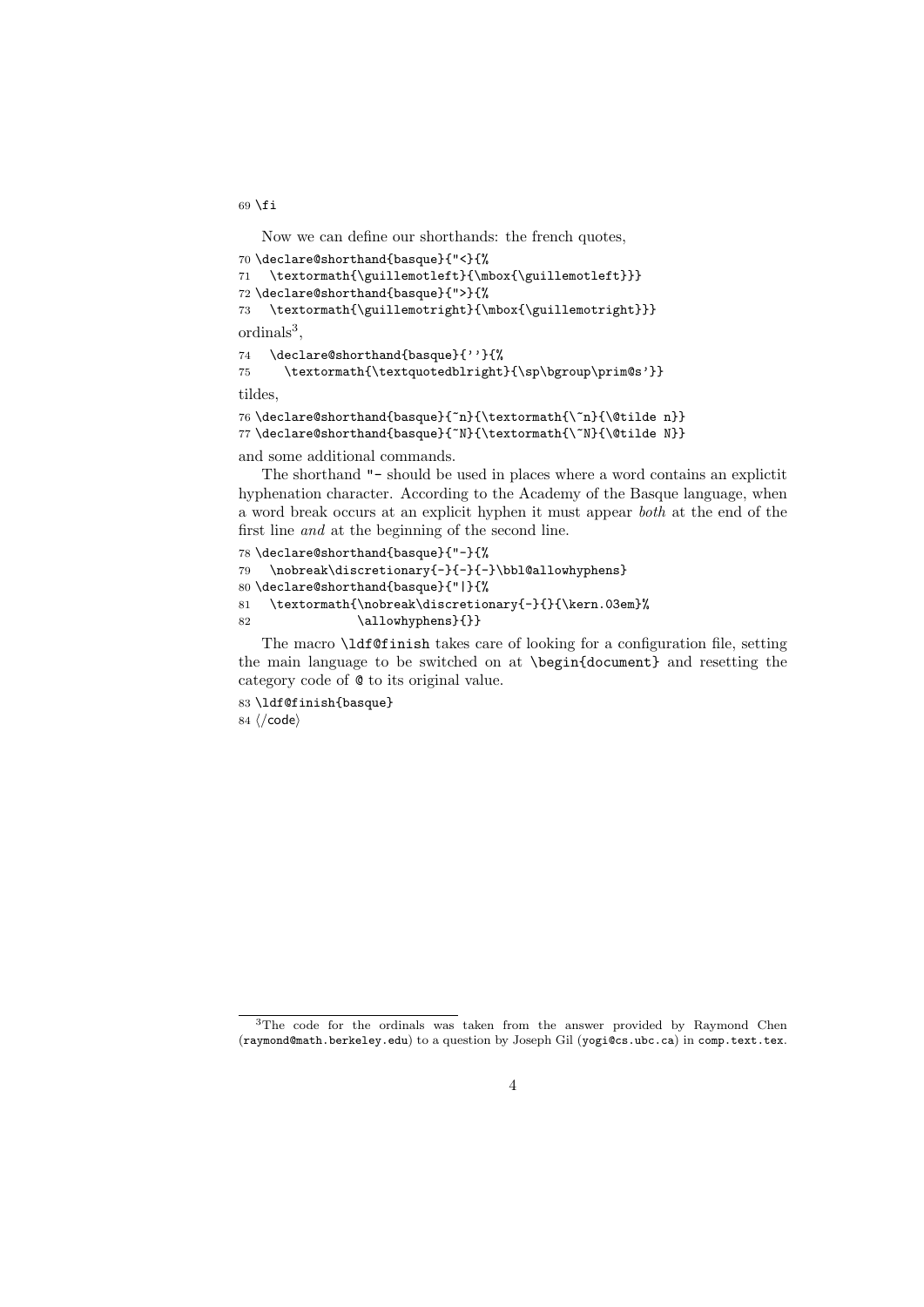```
69 \fi
```

Now we can define our shorthands: the french quotes,

```
70 \declare@shorthand{basque}{"<}{%
71   \textormath{\guillemotleft}{\mbox{\guillemotleft}}}
72 \declare@shorthand{basque}{">}{%
73   \textormath{\guillemotright}{\mbox{\guillemotright}}}
```

ordinals[3],

```
74   \declare@shorthand{basque}{''}{%
75     \textormath{\textquotedblright}{\sp\bgroup\prim@s'}}
```

tildes,

```
76 \declare@shorthand{basque}{~n}{\textormath{\~n}{\@tilde n}}
77 \declare@shorthand{basque}{~N}{\textormath{\~N}{\@tilde N}}
```

and some additional commands.

The shorthand `"-` should be used in places where a word contains an explictit hyphenation character. According to the Academy of the Basque language, when a word break occurs at an explicit hyphen it must appear *both* at the end of the first line *and* at the beginning of the second line.

```
78 \declare@shorthand{basque}{"-}{%
79   \nobreak\discretionary{-}{-}{-}\bbl@allowhyphens}
80 \declare@shorthand{basque}{"|}{%
81   \textormath{\nobreak\discretionary{-}{}{\kern.03em}%
82               \allowhyphens}{}}
```

The macro `\ldf@finish` takes care of looking for a configuration file, setting the main language to be switched on at `\begin{document}` and resetting the category code of `@` to its original value.

```
83 \ldf@finish{basque}
84 ⟨/code⟩
```

[3]The code for the ordinals was taken from the answer provided by Raymond Chen (`raymond@math.berkeley.edu`) to a question by Joseph Gil (`yogi@cs.ubc.ca`) in `comp.text.tex`.